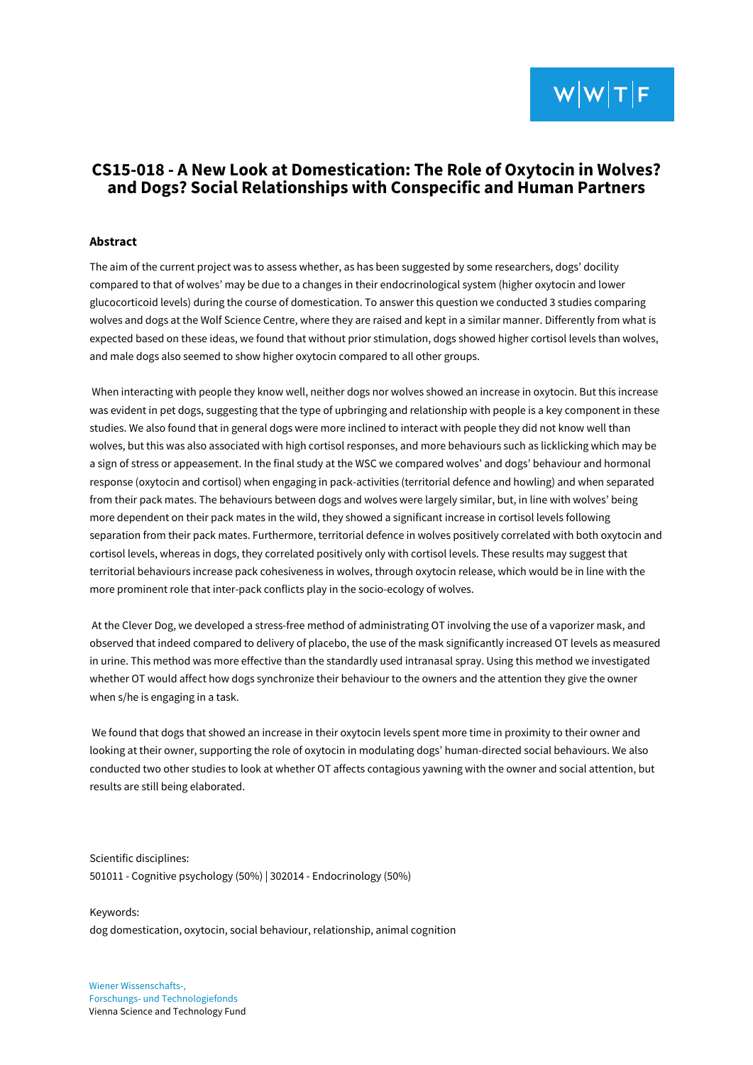# CS15-018 - A New Look at Domestication: The Role of Oxytocin in Wolves? and Dogs? Social Relationships with Conspecific and Human Partners

**Abstract**

The aim of the current project was to assess whether, as has been suggested by some researchers, dogs' docility compared to that of wolves' may be due to a changes in their endocrinological system (higher oxytocin and lower glucocorticoid levels) during the course of domestication. To answer this question we conducted 3 studies comparing wolves and dogs at the Wolf Science Centre, where they are raised and kept in a similar manner. Differently from what is expected based on these ideas, we found that without prior stimulation, dogs showed higher cortisol levels than wolves, and male dogs also seemed to show higher oxytocin compared to all other groups.

When interacting with people they know well, neither dogs nor wolves showed an increase in oxytocin. But this increase was evident in pet dogs, suggesting that the type of upbringing and relationship with people is a key component in these studies. We also found that in general dogs were more inclined to interact with people they did not know well than wolves, but this was also associated with high cortisol responses, and more behaviours such as licklicking which may be a sign of stress or appeasement. In the final study at the WSC we compared wolves' and dogs' behaviour and hormonal response (oxytocin and cortisol) when engaging in pack-activities (territorial defence and howling) and when separated from their pack mates. The behaviours between dogs and wolves were largely similar, but, in line with wolves' being more dependent on their pack mates in the wild, they showed a significant increase in cortisol levels following separation from their pack mates. Furthermore, territorial defence in wolves positively correlated with both oxytocin and cortisol levels, whereas in dogs, they correlated positively only with cortisol levels. These results may suggest that territorial behaviours increase pack cohesiveness in wolves, through oxytocin release, which would be in line with the more prominent role that inter-pack conflicts play in the socio-ecology of wolves.

At the Clever Dog, we developed a stress-free method of administrating OT involving the use of a vaporizer mask, and observed that indeed compared to delivery of placebo, the use of the mask significantly increased OT levels as measured in urine. This method was more effective than the standardly used intranasal spray. Using this method we investigated whether OT would affect how dogs synchronize their behaviour to the owners and the attention they give the owner when s/he is engaging in a task.

We found that dogs that showed an increase in their oxytocin levels spent more time in proximity to their owner and looking at their owner, supporting the role of oxytocin in modulating dogs' human-directed social behaviours. We also conducted two other studies to look at whether OT affects contagious yawning with the owner and social attention, but results are still being elaborated.

Scientific disciplines:
501011 - Cognitive psychology (50%) | 302014 - Endocrinology (50%)

Keywords:
dog domestication, oxytocin, social behaviour, relationship, animal cognition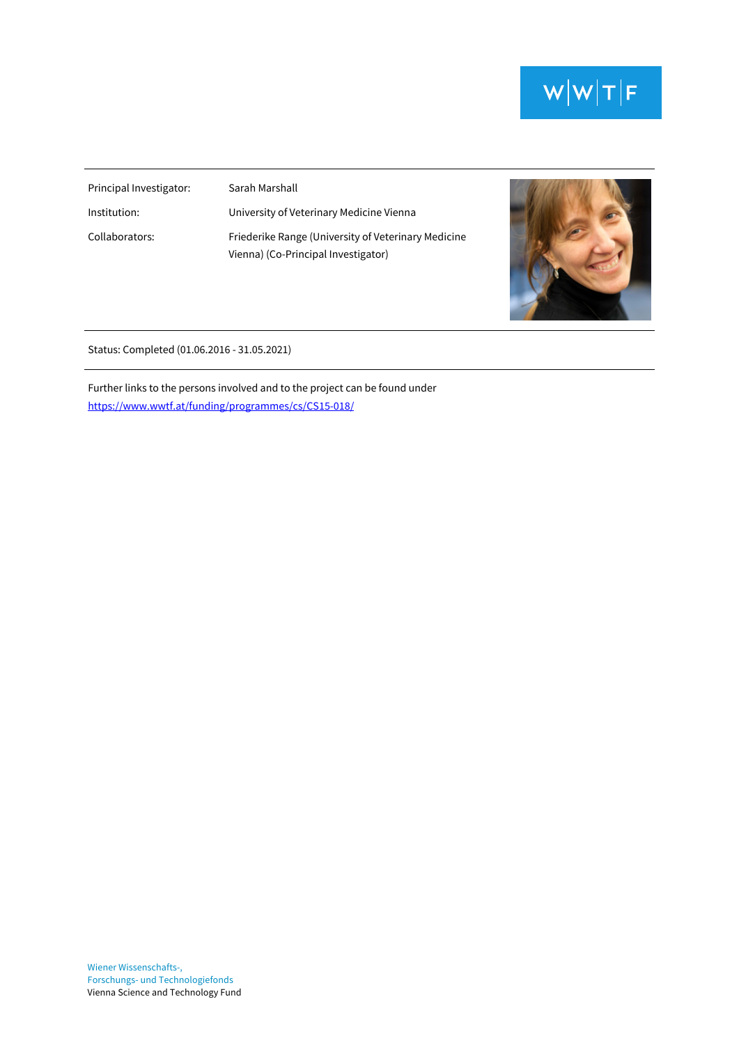| | |
|---|---|
| Principal Investigator: | Sarah Marshall |
| Institution: | University of Veterinary Medicine Vienna |
| Collaborators: | Friederike Range (University of Veterinary Medicine Vienna) (Co-Principal Investigator) |

Status: Completed (01.06.2016 - 31.05.2021)

Further links to the persons involved and to the project can be found under
https://www.wwtf.at/funding/programmes/cs/CS15-018/